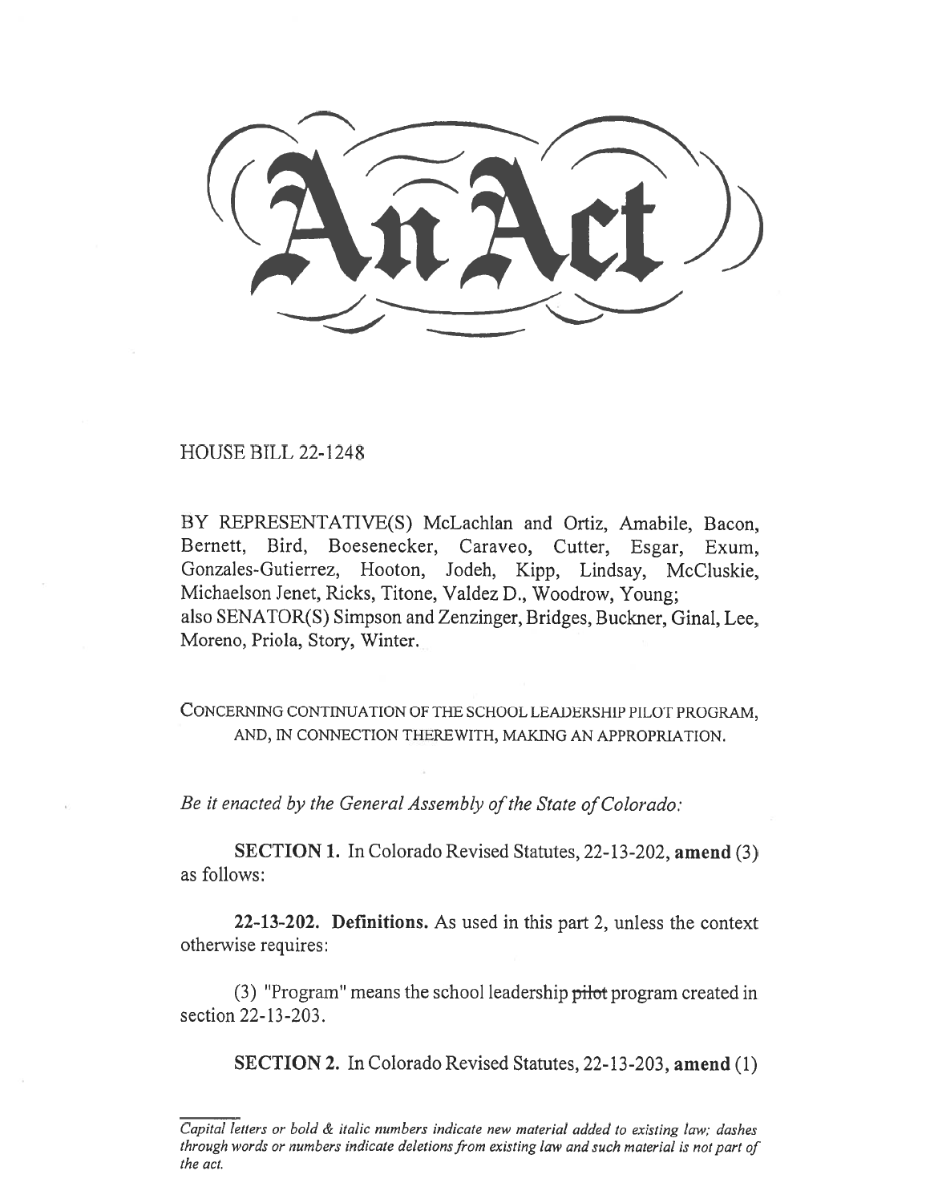# An Act

HOUSE BILL 22-1248

BY REPRESENTATIVE(S) McLachlan and Ortiz, Amabile, Bacon, Bernett, Bird, Boesenecker, Caraveo, Cutter, Esgar, Exum, Gonzales-Gutierrez, Hooton, Jodeh, Kipp, Lindsay, McCluskie, Michaelson Jenet, Ricks, Titone, Valdez D., Woodrow, Young;
also SENATOR(S) Simpson and Zenzinger, Bridges, Buckner, Ginal, Lee, Moreno, Priola, Story, Winter.

CONCERNING CONTINUATION OF THE SCHOOL LEADERSHIP PILOT PROGRAM, AND, IN CONNECTION THEREWITH, MAKING AN APPROPRIATION.

*Be it enacted by the General Assembly of the State of Colorado:*

**SECTION 1.** In Colorado Revised Statutes, 22-13-202, **amend** (3) as follows:

**22-13-202. Definitions.** As used in this part 2, unless the context otherwise requires:

(3) "Program" means the school leadership ~~pilot~~ program created in section 22-13-203.

**SECTION 2.** In Colorado Revised Statutes, 22-13-203, **amend** (1)

---

*Capital letters or bold & italic numbers indicate new material added to existing law; dashes through words or numbers indicate deletions from existing law and such material is not part of the act.*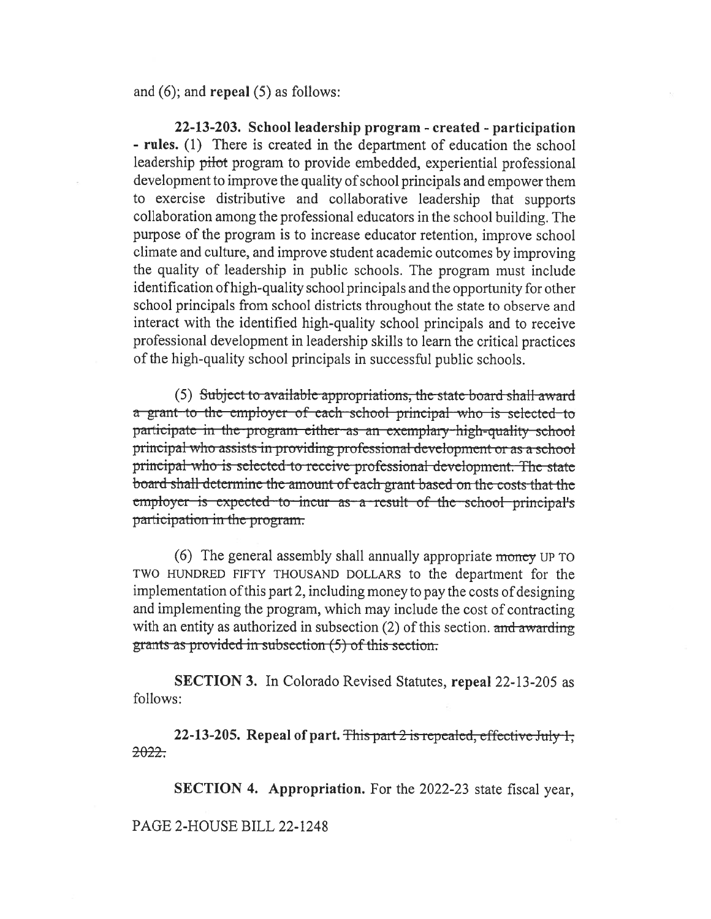and (6); and **repeal** (5) as follows:

**22-13-203. School leadership program - created - participation - rules.** (1) There is created in the department of education the school leadership ~~pilot~~ program to provide embedded, experiential professional development to improve the quality of school principals and empower them to exercise distributive and collaborative leadership that supports collaboration among the professional educators in the school building. The purpose of the program is to increase educator retention, improve school climate and culture, and improve student academic outcomes by improving the quality of leadership in public schools. The program must include identification of high-quality school principals and the opportunity for other school principals from school districts throughout the state to observe and interact with the identified high-quality school principals and to receive professional development in leadership skills to learn the critical practices of the high-quality school principals in successful public schools.

(5) ~~Subject to available appropriations, the state board shall award a grant to the employer of each school principal who is selected to participate in the program either as an exemplary high-quality school principal who assists in providing professional development or as a school principal who is selected to receive professional development. The state board shall determine the amount of each grant based on the costs that the employer is expected to incur as a result of the school principal's participation in the program.~~

(6) The general assembly shall annually appropriate ~~money~~ UP TO TWO HUNDRED FIFTY THOUSAND DOLLARS to the department for the implementation of this part 2, including money to pay the costs of designing and implementing the program, which may include the cost of contracting with an entity as authorized in subsection (2) of this section. ~~and awarding grants as provided in subsection (5) of this section.~~

**SECTION 3.** In Colorado Revised Statutes, **repeal** 22-13-205 as follows:

**22-13-205. Repeal of part.** ~~This part 2 is repealed, effective July 1, 2022.~~

**SECTION 4. Appropriation.** For the 2022-23 state fiscal year,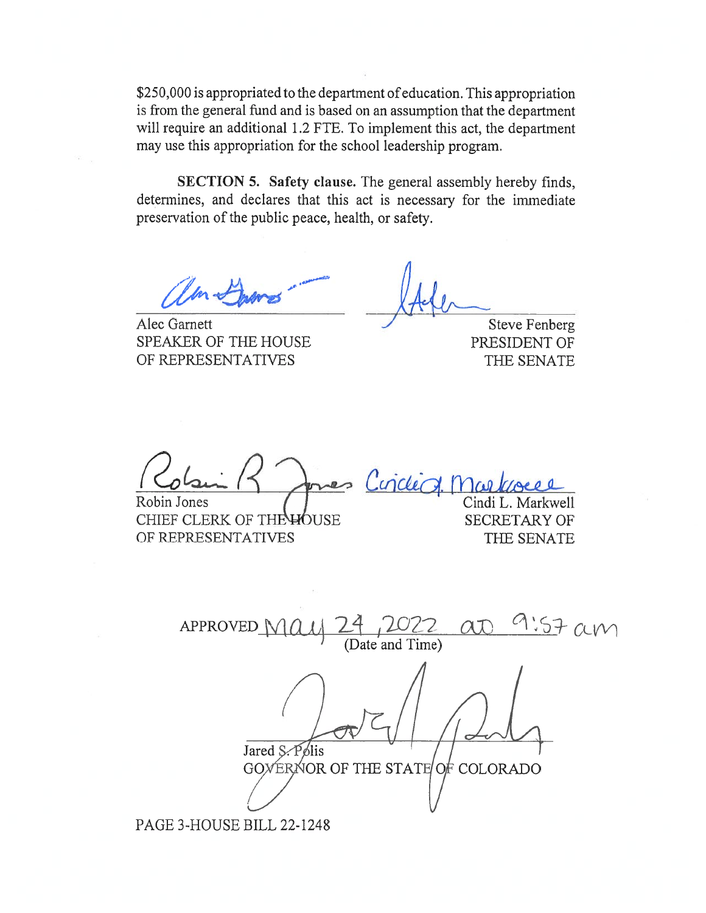$250,000 is appropriated to the department of education. This appropriation is from the general fund and is based on an assumption that the department will require an additional 1.2 FTE. To implement this act, the department may use this appropriation for the school leadership program.

**SECTION 5. Safety clause.** The general assembly hereby finds, determines, and declares that this act is necessary for the immediate preservation of the public peace, health, or safety.

Alec Garnett
SPEAKER OF THE HOUSE
OF REPRESENTATIVES

Steve Fenberg
PRESIDENT OF
THE SENATE

Robin Jones
CHIEF CLERK OF THE HOUSE
OF REPRESENTATIVES

Cindi L. Markwell
SECRETARY OF
THE SENATE

APPROVED May 24, 2022 at 9:57 am
(Date and Time)

Jared S. Polis
GOVERNOR OF THE STATE OF COLORADO

PAGE 3-HOUSE BILL 22-1248